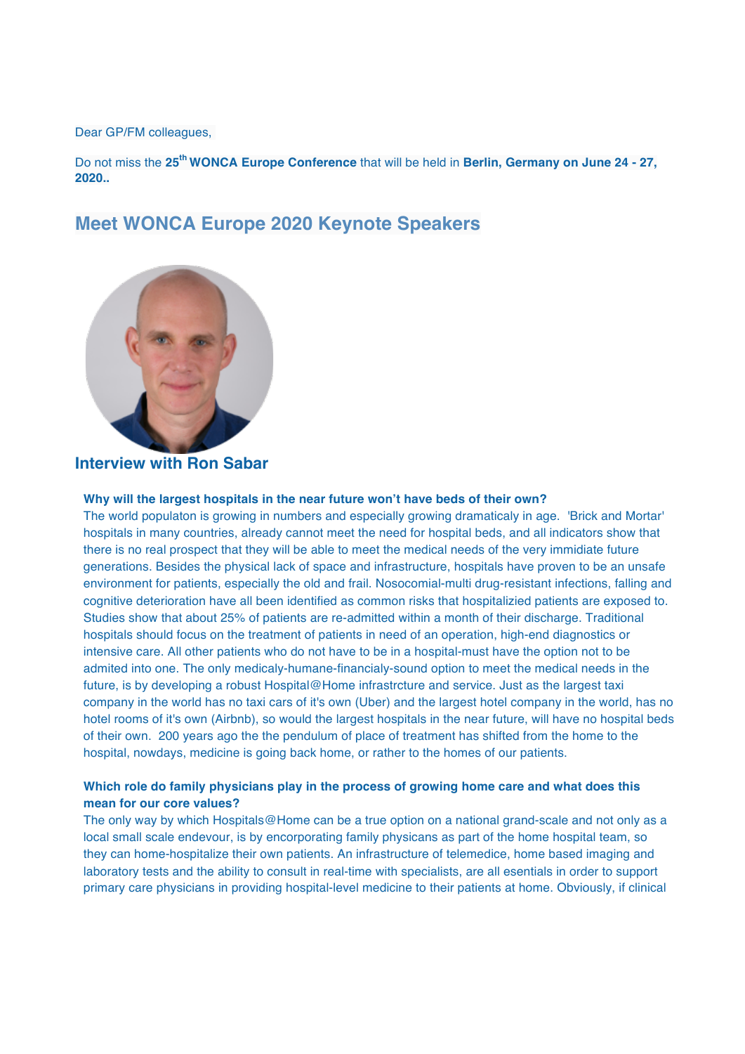Dear GP/FM colleagues,

Do not miss the **25th WONCA Europe Conference** that will be held in **Berlin, Germany on June 24 - 27, 2020..**

## Meet WONCA Europe 2020 Keynote Speakers

### Interview with Ron Sabar

**Why will the largest hospitals in the near future won't have beds of their own?**

The world populaton is growing in numbers and especially growing dramaticaly in age. 'Brick and Mortar' hospitals in many countries, already cannot meet the need for hospital beds, and all indicators show that there is no real prospect that they will be able to meet the medical needs of the very immidiate future generations. Besides the physical lack of space and infrastructure, hospitals have proven to be an unsafe environment for patients, especially the old and frail. Nosocomial-multi drug-resistant infections, falling and cognitive deterioration have all been identified as common risks that hospitalizied patients are exposed to. Studies show that about 25% of patients are re-admitted within a month of their discharge. Traditional hospitals should focus on the treatment of patients in need of an operation, high-end diagnostics or intensive care. All other patients who do not have to be in a hospital-must have the option not to be admited into one. The only medicaly-humane-financialy-sound option to meet the medical needs in the future, is by developing a robust Hospital@Home infrastrcture and service. Just as the largest taxi company in the world has no taxi cars of it's own (Uber) and the largest hotel company in the world, has no hotel rooms of it's own (Airbnb), so would the largest hospitals in the near future, will have no hospital beds of their own. 200 years ago the the pendulum of place of treatment has shifted from the home to the hospital, nowdays, medicine is going back home, or rather to the homes of our patients.

**Which role do family physicians play in the process of growing home care and what does this mean for our core values?**

The only way by which Hospitals@Home can be a true option on a national grand-scale and not only as a local small scale endevour, is by encorporating family physicans as part of the home hospital team, so they can home-hospitalize their own patients. An infrastructure of telemedice, home based imaging and laboratory tests and the ability to consult in real-time with specialists, are all esentials in order to support primary care physicians in providing hospital-level medicine to their patients at home. Obviously, if clinical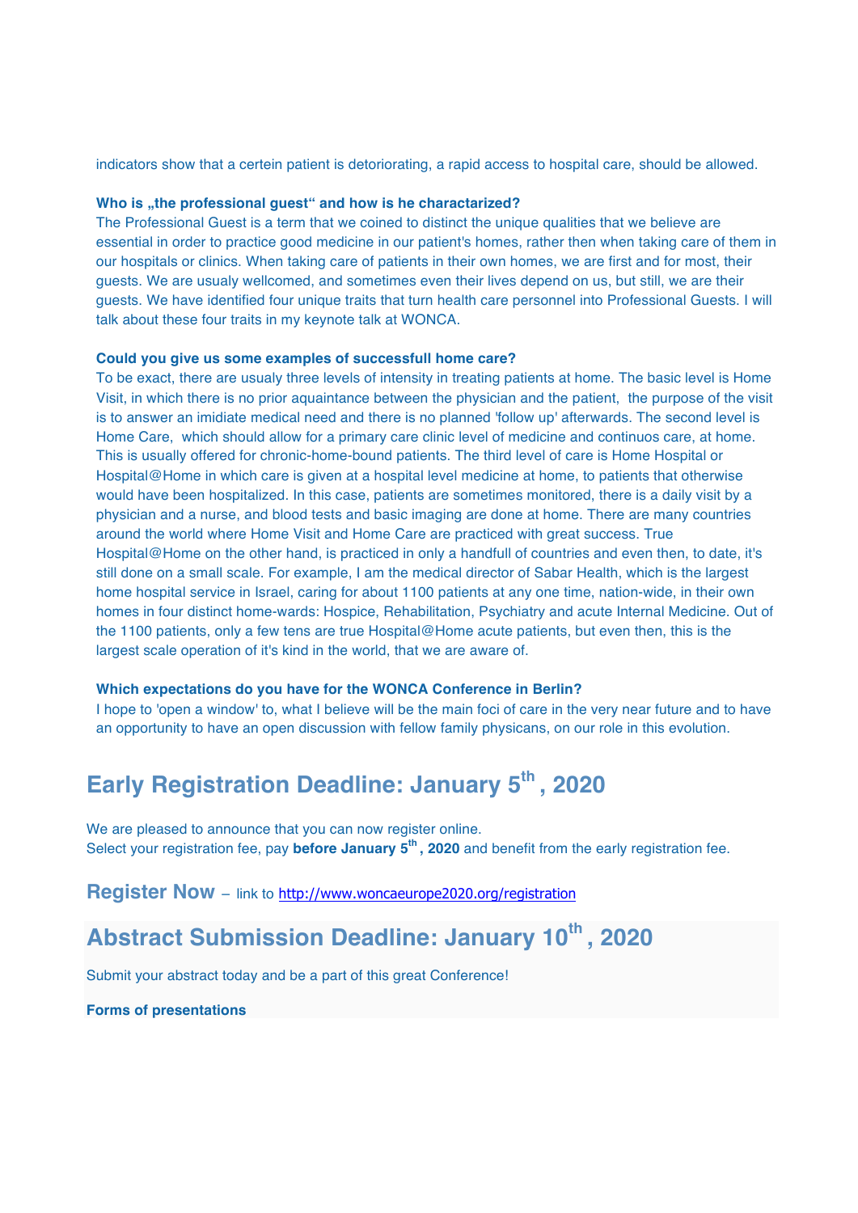indicators show that a certein patient is detoriorating, a rapid access to hospital care, should be allowed.

**Who is „the professional guest“ and how is he charactarized?**

The Professional Guest is a term that we coined to distinct the unique qualities that we believe are essential in order to practice good medicine in our patient's homes, rather then when taking care of them in our hospitals or clinics. When taking care of patients in their own homes, we are first and for most, their guests. We are usualy wellcomed, and sometimes even their lives depend on us, but still, we are their guests. We have identified four unique traits that turn health care personnel into Professional Guests. I will talk about these four traits in my keynote talk at WONCA.

**Could you give us some examples of successfull home care?**

To be exact, there are usualy three levels of intensity in treating patients at home. The basic level is Home Visit, in which there is no prior aquaintance between the physician and the patient, the purpose of the visit is to answer an imidiate medical need and there is no planned 'follow up' afterwards. The second level is Home Care, which should allow for a primary care clinic level of medicine and continuos care, at home. This is usually offered for chronic-home-bound patients. The third level of care is Home Hospital or Hospital@Home in which care is given at a hospital level medicine at home, to patients that otherwise would have been hospitalized. In this case, patients are sometimes monitored, there is a daily visit by a physician and a nurse, and blood tests and basic imaging are done at home. There are many countries around the world where Home Visit and Home Care are practiced with great success. True Hospital@Home on the other hand, is practiced in only a handfull of countries and even then, to date, it's still done on a small scale. For example, I am the medical director of Sabar Health, which is the largest home hospital service in Israel, caring for about 1100 patients at any one time, nation-wide, in their own homes in four distinct home-wards: Hospice, Rehabilitation, Psychiatry and acute Internal Medicine. Out of the 1100 patients, only a few tens are true Hospital@Home acute patients, but even then, this is the largest scale operation of it's kind in the world, that we are aware of.

**Which expectations do you have for the WONCA Conference in Berlin?**

I hope to 'open a window' to, what I believe will be the main foci of care in the very near future and to have an opportunity to have an open discussion with fellow family physicans, on our role in this evolution.

## Early Registration Deadline: January 5th , 2020

We are pleased to announce that you can now register online.
Select your registration fee, pay **before January 5th , 2020** and benefit from the early registration fee.

**Register Now** – link to http://www.woncaeurope2020.org/registration

## Abstract Submission Deadline: January 10th , 2020

Submit your abstract today and be a part of this great Conference!

**Forms of presentations**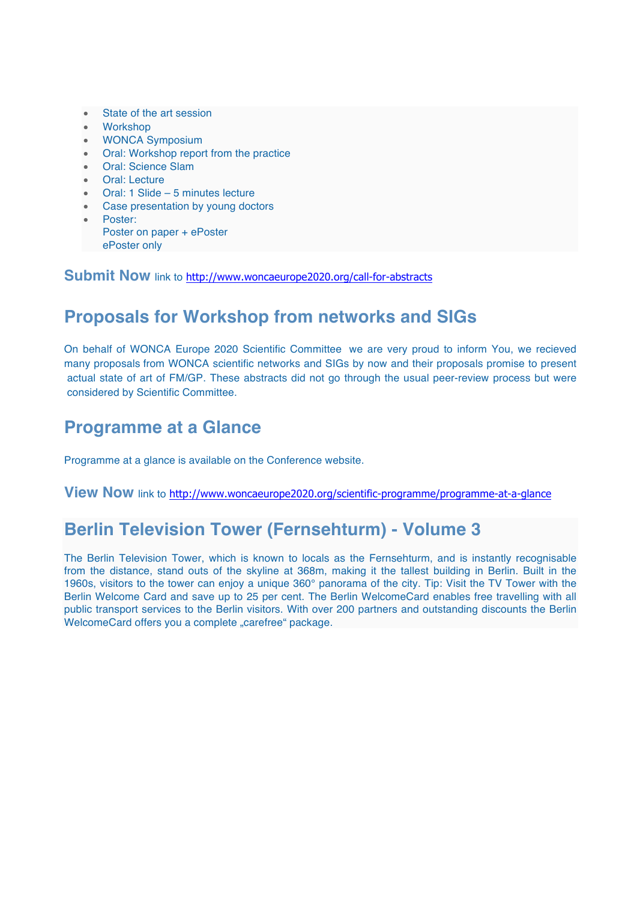- State of the art session
- Workshop
- WONCA Symposium
- Oral: Workshop report from the practice
- Oral: Science Slam
- Oral: Lecture
- Oral: 1 Slide – 5 minutes lecture
- Case presentation by young doctors
- Poster:
  Poster on paper + ePoster
  ePoster only

**Submit Now** link to http://www.woncaeurope2020.org/call-for-abstracts

## Proposals for Workshop from networks and SIGs

On behalf of WONCA Europe 2020 Scientific Committee we are very proud to inform You, we recieved many proposals from WONCA scientific networks and SIGs by now and their proposals promise to present actual state of art of FM/GP. These abstracts did not go through the usual peer-review process but were considered by Scientific Committee.

## Programme at a Glance

Programme at a glance is available on the Conference website.

**View Now** link to http://www.woncaeurope2020.org/scientific-programme/programme-at-a-glance

## Berlin Television Tower (Fernsehturm) - Volume 3

The Berlin Television Tower, which is known to locals as the Fernsehturm, and is instantly recognisable from the distance, stand outs of the skyline at 368m, making it the tallest building in Berlin. Built in the 1960s, visitors to the tower can enjoy a unique 360° panorama of the city. Tip: Visit the TV Tower with the Berlin Welcome Card and save up to 25 per cent. The Berlin WelcomeCard enables free travelling with all public transport services to the Berlin visitors. With over 200 partners and outstanding discounts the Berlin WelcomeCard offers you a complete „carefree" package.